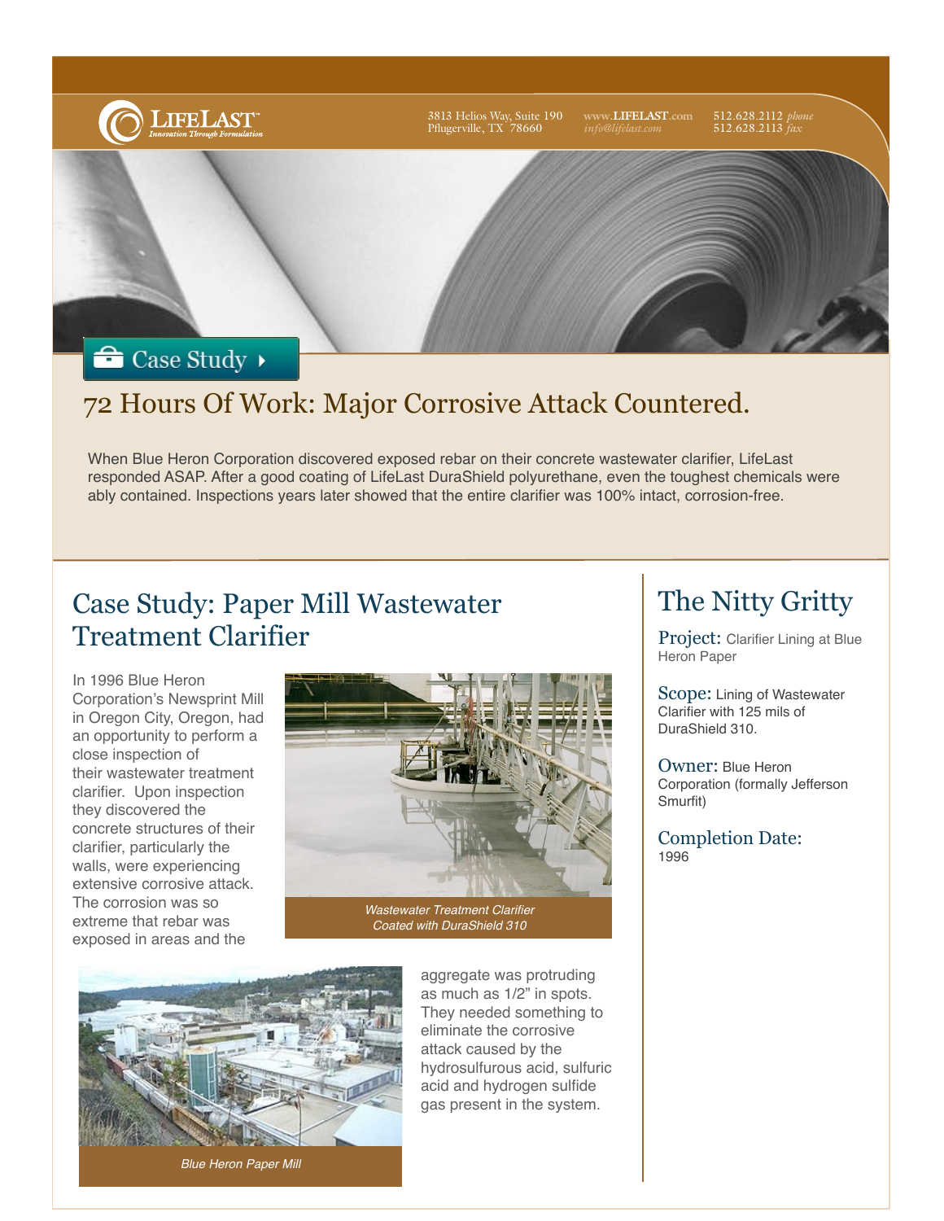LifeLast™ *Innovation Through Formulation*

3813 Helios Way, Suite 190
Pflugerville, TX 78660

www.LIFELAST.com
*info@lifelast.com*

512.628.2112 *phone*
512.628.2113 *fax*

Case Study

# 72 Hours Of Work: Major Corrosive Attack Countered.

When Blue Heron Corporation discovered exposed rebar on their concrete wastewater clarifier, LifeLast responded ASAP. After a good coating of LifeLast DuraShield polyurethane, even the toughest chemicals were ably contained. Inspections years later showed that the entire clarifier was 100% intact, corrosion-free.

## Case Study: Paper Mill Wastewater Treatment Clarifier

In 1996 Blue Heron Corporation's Newsprint Mill in Oregon City, Oregon, had an opportunity to perform a close inspection of their wastewater treatment clarifier. Upon inspection they discovered the concrete structures of their clarifier, particularly the walls, were experiencing extensive corrosive attack. The corrosion was so extreme that rebar was exposed in areas and the aggregate was protruding as much as 1/2" in spots. They needed something to eliminate the corrosive attack caused by the hydrosulfurous acid, sulfuric acid and hydrogen sulfide gas present in the system.

*Wastewater Treatment Clarifier Coated with DuraShield 310*

*Blue Heron Paper Mill*

## The Nitty Gritty

**Project:** Clarifier Lining at Blue Heron Paper

**Scope:** Lining of Wastewater Clarifier with 125 mils of DuraShield 310.

**Owner:** Blue Heron Corporation (formally Jefferson Smurfit)

**Completion Date:** 1996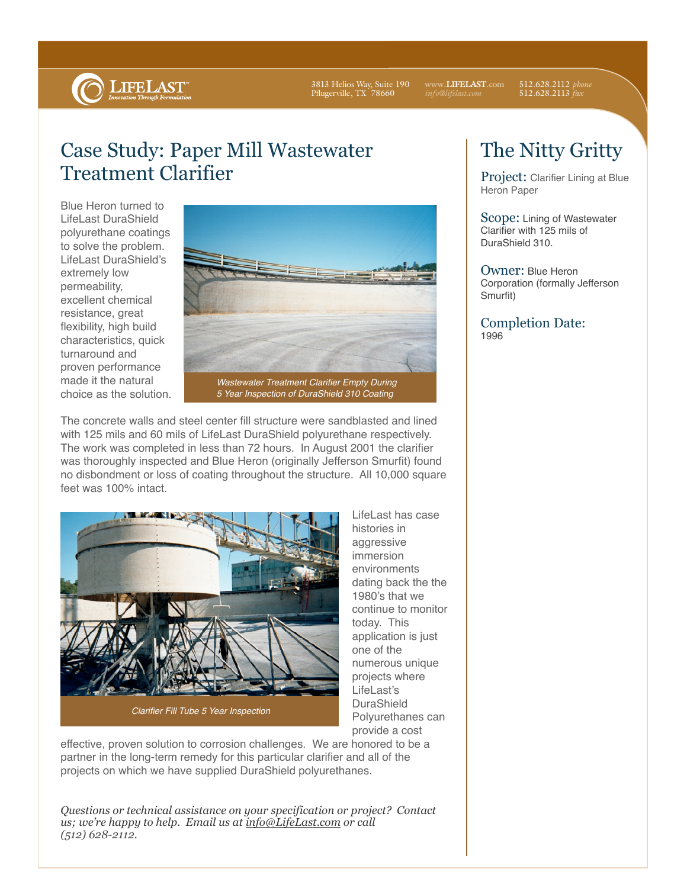# Case Study: Paper Mill Wastewater Treatment Clarifier

Blue Heron turned to LifeLast DuraShield polyurethane coatings to solve the problem. LifeLast DuraShield's extremely low permeability, excellent chemical resistance, great flexibility, high build characteristics, quick turnaround and proven performance made it the natural choice as the solution.

*Wastewater Treatment Clarifier Empty During 5 Year Inspection of DuraShield 310 Coating*

The concrete walls and steel center fill structure were sandblasted and lined with 125 mils and 60 mils of LifeLast DuraShield polyurethane respectively. The work was completed in less than 72 hours. In August 2001 the clarifier was thoroughly inspected and Blue Heron (originally Jefferson Smurfit) found no disbondment or loss of coating throughout the structure. All 10,000 square feet was 100% intact.

*Clarifier Fill Tube 5 Year Inspection*

LifeLast has case histories in aggressive immersion environments dating back the the 1980's that we continue to monitor today. This application is just one of the numerous unique projects where LifeLast's DuraShield Polyurethanes can provide a cost effective, proven solution to corrosion challenges. We are honored to be a partner in the long-term remedy for this particular clarifier and all of the projects on which we have supplied DuraShield polyurethanes.

*Questions or technical assistance on your specification or project? Contact us; we're happy to help. Email us at info@LifeLast.com or call (512) 628-2112.*

## The Nitty Gritty

**Project:** Clarifier Lining at Blue Heron Paper

**Scope:** Lining of Wastewater Clarifier with 125 mils of DuraShield 310.

**Owner:** Blue Heron Corporation (formally Jefferson Smurfit)

**Completion Date:** 1996